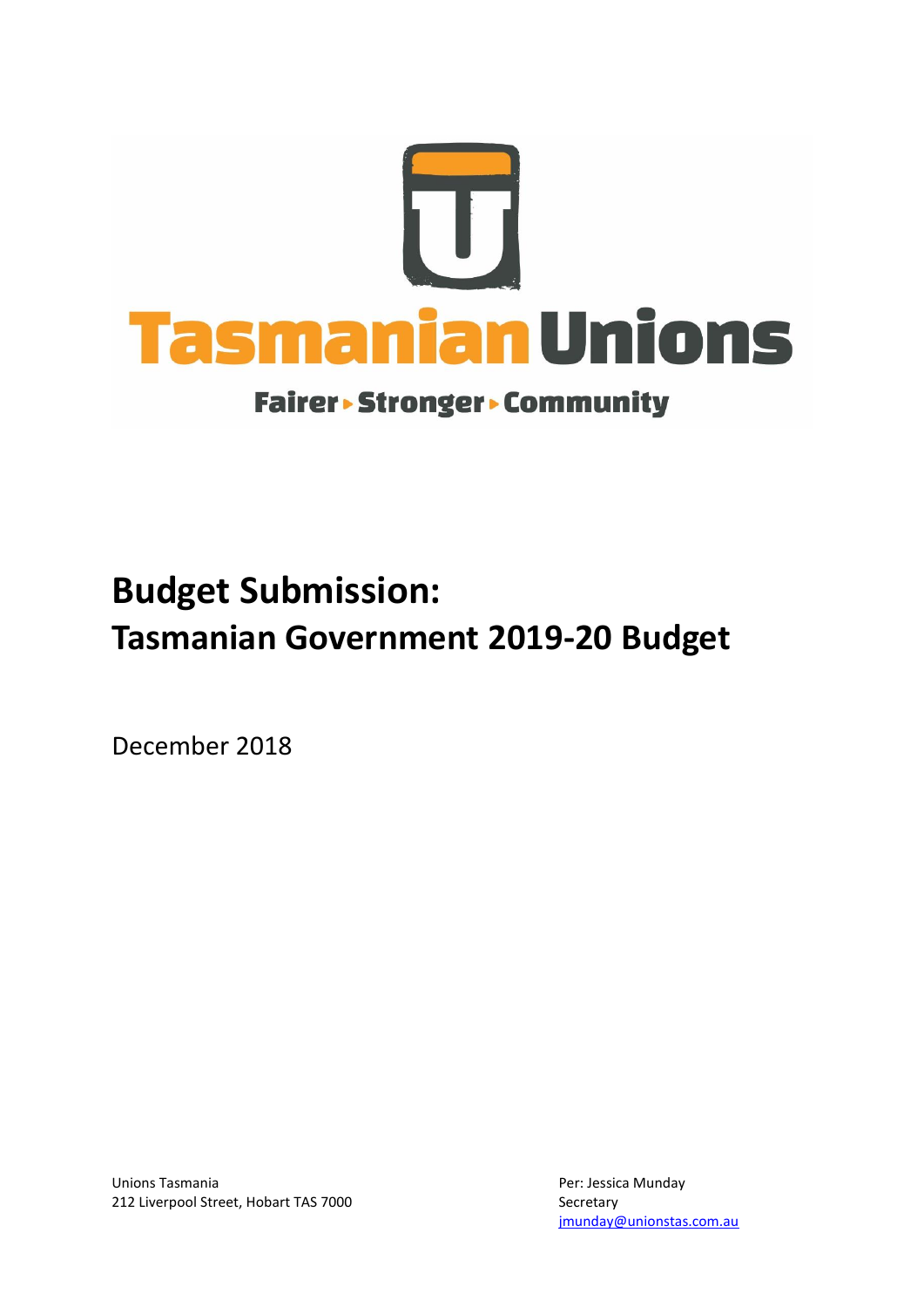Tasmanian Unions

Fairer ▸ Stronger ▸ Community

# Budget Submission:
# Tasmanian Government 2019-20 Budget

December 2018

Unions Tasmania
212 Liverpool Street, Hobart TAS 7000

Per: Jessica Munday
Secretary
jmunday@unionstas.com.au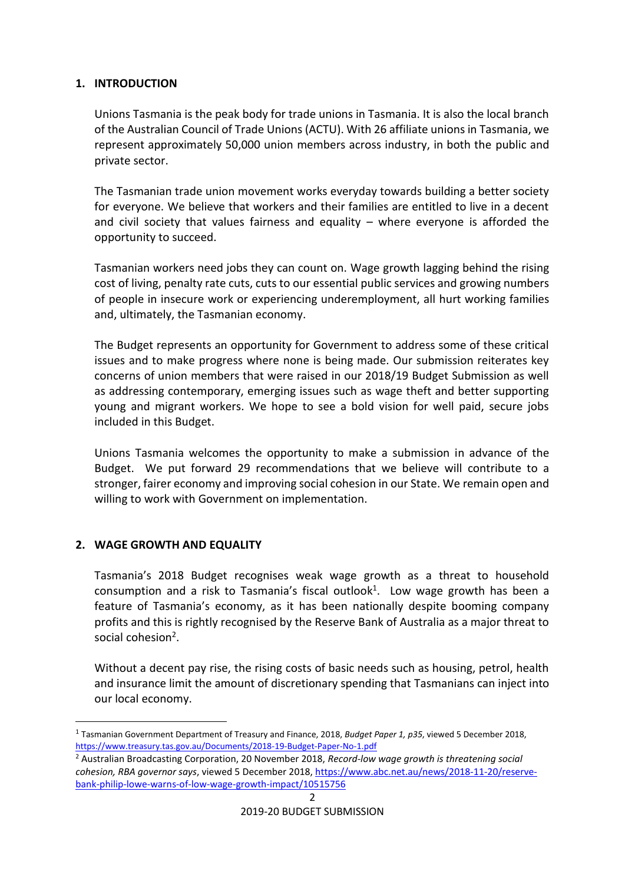## 1. INTRODUCTION

Unions Tasmania is the peak body for trade unions in Tasmania. It is also the local branch of the Australian Council of Trade Unions (ACTU). With 26 affiliate unions in Tasmania, we represent approximately 50,000 union members across industry, in both the public and private sector.

The Tasmanian trade union movement works everyday towards building a better society for everyone. We believe that workers and their families are entitled to live in a decent and civil society that values fairness and equality – where everyone is afforded the opportunity to succeed.

Tasmanian workers need jobs they can count on. Wage growth lagging behind the rising cost of living, penalty rate cuts, cuts to our essential public services and growing numbers of people in insecure work or experiencing underemployment, all hurt working families and, ultimately, the Tasmanian economy.

The Budget represents an opportunity for Government to address some of these critical issues and to make progress where none is being made. Our submission reiterates key concerns of union members that were raised in our 2018/19 Budget Submission as well as addressing contemporary, emerging issues such as wage theft and better supporting young and migrant workers. We hope to see a bold vision for well paid, secure jobs included in this Budget.

Unions Tasmania welcomes the opportunity to make a submission in advance of the Budget. We put forward 29 recommendations that we believe will contribute to a stronger, fairer economy and improving social cohesion in our State. We remain open and willing to work with Government on implementation.

## 2. WAGE GROWTH AND EQUALITY

Tasmania's 2018 Budget recognises weak wage growth as a threat to household consumption and a risk to Tasmania's fiscal outlook[1]. Low wage growth has been a feature of Tasmania's economy, as it has been nationally despite booming company profits and this is rightly recognised by the Reserve Bank of Australia as a major threat to social cohesion[2].

Without a decent pay rise, the rising costs of basic needs such as housing, petrol, health and insurance limit the amount of discretionary spending that Tasmanians can inject into our local economy.

---

[1] Tasmanian Government Department of Treasury and Finance, 2018, *Budget Paper 1, p35*, viewed 5 December 2018, https://www.treasury.tas.gov.au/Documents/2018-19-Budget-Paper-No-1.pdf

[2] Australian Broadcasting Corporation, 20 November 2018, *Record-low wage growth is threatening social cohesion, RBA governor says*, viewed 5 December 2018, https://www.abc.net.au/news/2018-11-20/reserve-bank-philip-lowe-warns-of-low-wage-growth-impact/10515756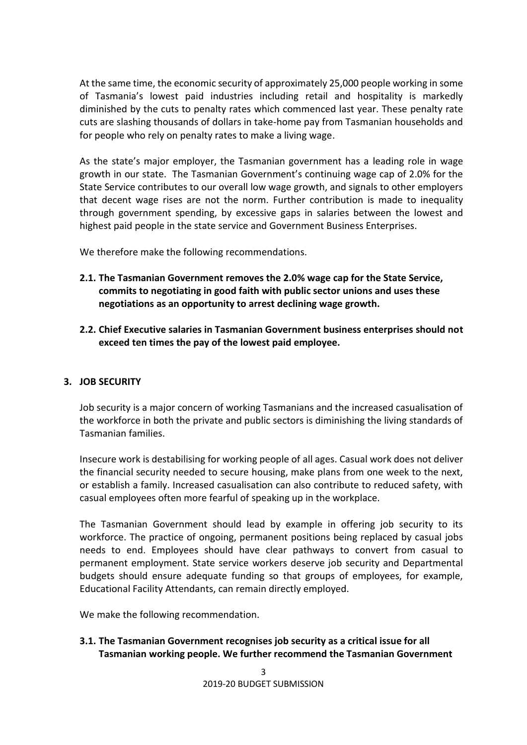At the same time, the economic security of approximately 25,000 people working in some of Tasmania's lowest paid industries including retail and hospitality is markedly diminished by the cuts to penalty rates which commenced last year. These penalty rate cuts are slashing thousands of dollars in take-home pay from Tasmanian households and for people who rely on penalty rates to make a living wage.

As the state's major employer, the Tasmanian government has a leading role in wage growth in our state. The Tasmanian Government's continuing wage cap of 2.0% for the State Service contributes to our overall low wage growth, and signals to other employers that decent wage rises are not the norm. Further contribution is made to inequality through government spending, by excessive gaps in salaries between the lowest and highest paid people in the state service and Government Business Enterprises.

We therefore make the following recommendations.

**2.1. The Tasmanian Government removes the 2.0% wage cap for the State Service, commits to negotiating in good faith with public sector unions and uses these negotiations as an opportunity to arrest declining wage growth.**

**2.2. Chief Executive salaries in Tasmanian Government business enterprises should not exceed ten times the pay of the lowest paid employee.**

## 3. JOB SECURITY

Job security is a major concern of working Tasmanians and the increased casualisation of the workforce in both the private and public sectors is diminishing the living standards of Tasmanian families.

Insecure work is destabilising for working people of all ages. Casual work does not deliver the financial security needed to secure housing, make plans from one week to the next, or establish a family. Increased casualisation can also contribute to reduced safety, with casual employees often more fearful of speaking up in the workplace.

The Tasmanian Government should lead by example in offering job security to its workforce. The practice of ongoing, permanent positions being replaced by casual jobs needs to end. Employees should have clear pathways to convert from casual to permanent employment. State service workers deserve job security and Departmental budgets should ensure adequate funding so that groups of employees, for example, Educational Facility Attendants, can remain directly employed.

We make the following recommendation.

**3.1. The Tasmanian Government recognises job security as a critical issue for all Tasmanian working people. We further recommend the Tasmanian Government**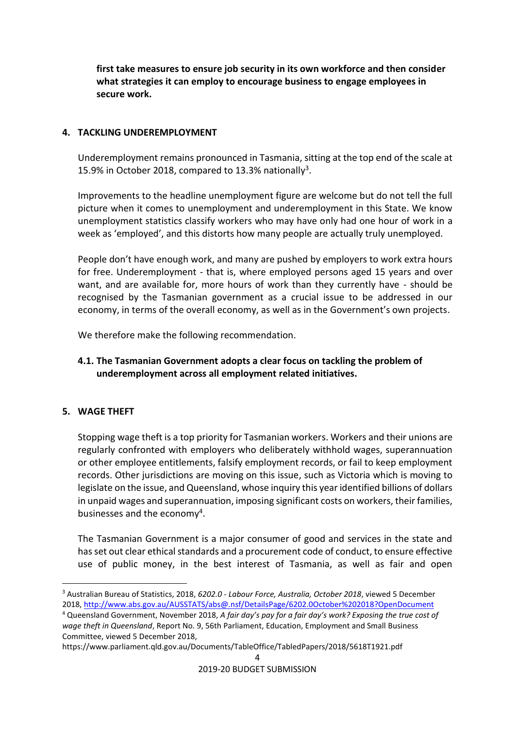**first take measures to ensure job security in its own workforce and then consider what strategies it can employ to encourage business to engage employees in secure work.**

## 4. TACKLING UNDEREMPLOYMENT

Underemployment remains pronounced in Tasmania, sitting at the top end of the scale at 15.9% in October 2018, compared to 13.3% nationally[3].

Improvements to the headline unemployment figure are welcome but do not tell the full picture when it comes to unemployment and underemployment in this State. We know unemployment statistics classify workers who may have only had one hour of work in a week as 'employed', and this distorts how many people are actually truly unemployed.

People don't have enough work, and many are pushed by employers to work extra hours for free. Underemployment - that is, where employed persons aged 15 years and over want, and are available for, more hours of work than they currently have - should be recognised by the Tasmanian government as a crucial issue to be addressed in our economy, in terms of the overall economy, as well as in the Government's own projects.

We therefore make the following recommendation.

**4.1. The Tasmanian Government adopts a clear focus on tackling the problem of underemployment across all employment related initiatives.**

## 5. WAGE THEFT

Stopping wage theft is a top priority for Tasmanian workers. Workers and their unions are regularly confronted with employers who deliberately withhold wages, superannuation or other employee entitlements, falsify employment records, or fail to keep employment records. Other jurisdictions are moving on this issue, such as Victoria which is moving to legislate on the issue, and Queensland, whose inquiry this year identified billions of dollars in unpaid wages and superannuation, imposing significant costs on workers, their families, businesses and the economy[4].

The Tasmanian Government is a major consumer of good and services in the state and has set out clear ethical standards and a procurement code of conduct, to ensure effective use of public money, in the best interest of Tasmania, as well as fair and open

---

[3] Australian Bureau of Statistics, 2018, *6202.0 - Labour Force, Australia, October 2018*, viewed 5 December 2018, http://www.abs.gov.au/AUSSTATS/abs@.nsf/DetailsPage/6202.0October%202018?OpenDocument

[4] Queensland Government, November 2018, *A fair day's pay for a fair day's work? Exposing the true cost of wage theft in Queensland*, Report No. 9, 56th Parliament, Education, Employment and Small Business Committee, viewed 5 December 2018, https://www.parliament.qld.gov.au/Documents/TableOffice/TabledPapers/2018/5618T1921.pdf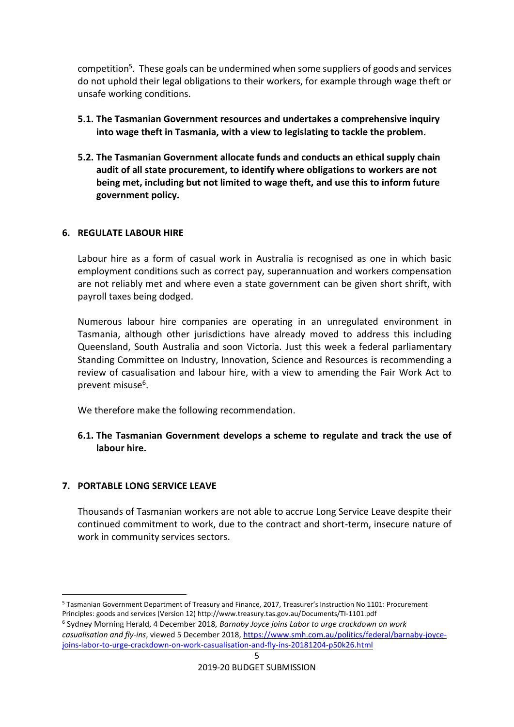competition[5]. These goals can be undermined when some suppliers of goods and services do not uphold their legal obligations to their workers, for example through wage theft or unsafe working conditions.

**5.1. The Tasmanian Government resources and undertakes a comprehensive inquiry into wage theft in Tasmania, with a view to legislating to tackle the problem.**

**5.2. The Tasmanian Government allocate funds and conducts an ethical supply chain audit of all state procurement, to identify where obligations to workers are not being met, including but not limited to wage theft, and use this to inform future government policy.**

## 6. REGULATE LABOUR HIRE

Labour hire as a form of casual work in Australia is recognised as one in which basic employment conditions such as correct pay, superannuation and workers compensation are not reliably met and where even a state government can be given short shrift, with payroll taxes being dodged.

Numerous labour hire companies are operating in an unregulated environment in Tasmania, although other jurisdictions have already moved to address this including Queensland, South Australia and soon Victoria. Just this week a federal parliamentary Standing Committee on Industry, Innovation, Science and Resources is recommending a review of casualisation and labour hire, with a view to amending the Fair Work Act to prevent misuse[6].

We therefore make the following recommendation.

**6.1. The Tasmanian Government develops a scheme to regulate and track the use of labour hire.**

## 7. PORTABLE LONG SERVICE LEAVE

Thousands of Tasmanian workers are not able to accrue Long Service Leave despite their continued commitment to work, due to the contract and short-term, insecure nature of work in community services sectors.

---

[5] Tasmanian Government Department of Treasury and Finance, 2017, Treasurer's Instruction No 1101: Procurement Principles: goods and services (Version 12) http://www.treasury.tas.gov.au/Documents/TI-1101.pdf

[6] Sydney Morning Herald, 4 December 2018, *Barnaby Joyce joins Labor to urge crackdown on work casualisation and fly-ins*, viewed 5 December 2018, https://www.smh.com.au/politics/federal/barnaby-joyce-joins-labor-to-urge-crackdown-on-work-casualisation-and-fly-ins-20181204-p50k26.html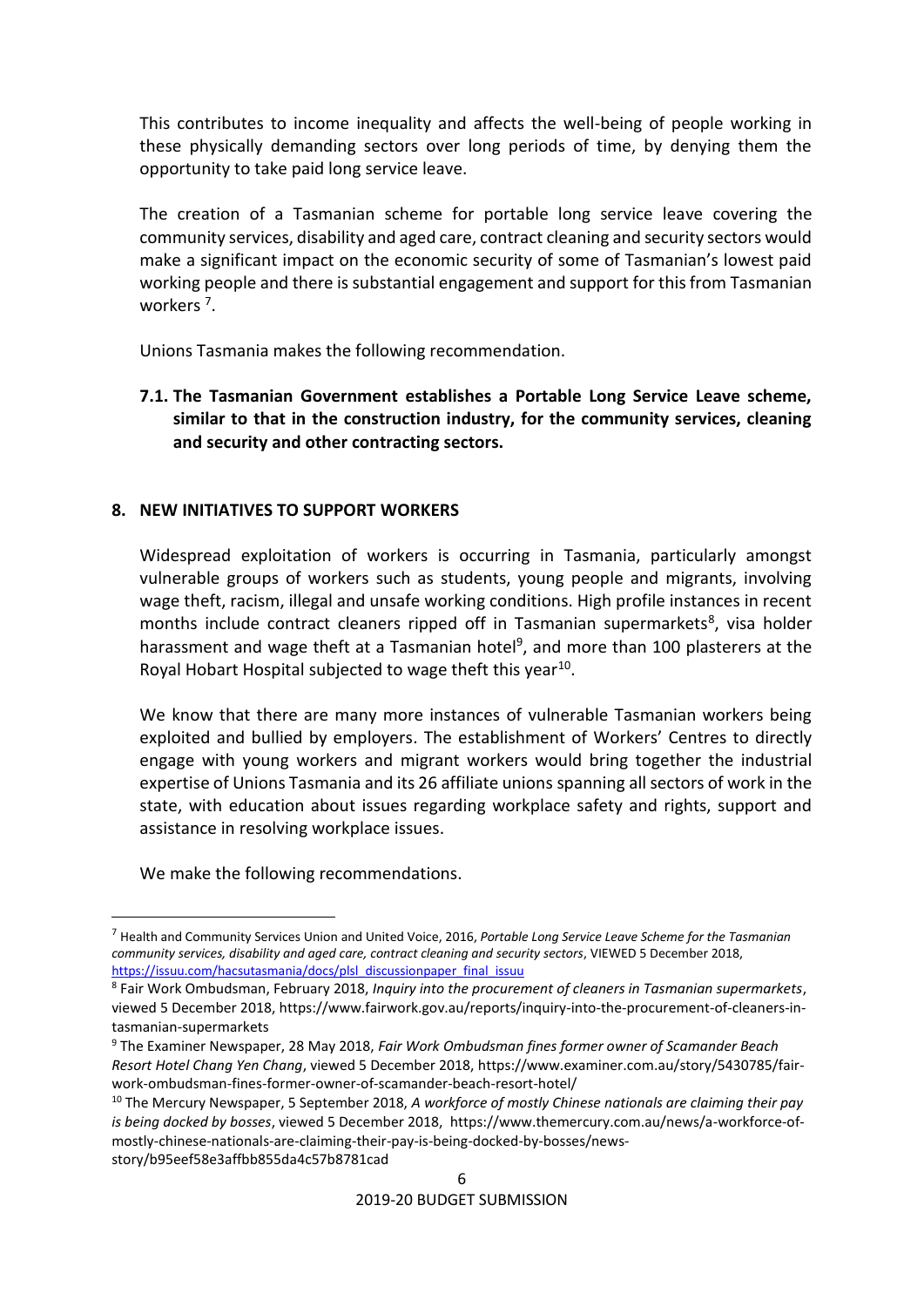This contributes to income inequality and affects the well-being of people working in these physically demanding sectors over long periods of time, by denying them the opportunity to take paid long service leave.

The creation of a Tasmanian scheme for portable long service leave covering the community services, disability and aged care, contract cleaning and security sectors would make a significant impact on the economic security of some of Tasmanian's lowest paid working people and there is substantial engagement and support for this from Tasmanian workers [7].

Unions Tasmania makes the following recommendation.

**7.1. The Tasmanian Government establishes a Portable Long Service Leave scheme, similar to that in the construction industry, for the community services, cleaning and security and other contracting sectors.**

## 8. NEW INITIATIVES TO SUPPORT WORKERS

Widespread exploitation of workers is occurring in Tasmania, particularly amongst vulnerable groups of workers such as students, young people and migrants, involving wage theft, racism, illegal and unsafe working conditions. High profile instances in recent months include contract cleaners ripped off in Tasmanian supermarkets[8], visa holder harassment and wage theft at a Tasmanian hotel[9], and more than 100 plasterers at the Royal Hobart Hospital subjected to wage theft this year[10].

We know that there are many more instances of vulnerable Tasmanian workers being exploited and bullied by employers. The establishment of Workers' Centres to directly engage with young workers and migrant workers would bring together the industrial expertise of Unions Tasmania and its 26 affiliate unions spanning all sectors of work in the state, with education about issues regarding workplace safety and rights, support and assistance in resolving workplace issues.

We make the following recommendations.

---

[7] Health and Community Services Union and United Voice, 2016, *Portable Long Service Leave Scheme for the Tasmanian community services, disability and aged care, contract cleaning and security sectors*, VIEWED 5 December 2018, https://issuu.com/hacsutasmania/docs/plsl_discussionpaper_final_issuu

[8] Fair Work Ombudsman, February 2018, *Inquiry into the procurement of cleaners in Tasmanian supermarkets*, viewed 5 December 2018, https://www.fairwork.gov.au/reports/inquiry-into-the-procurement-of-cleaners-in-tasmanian-supermarkets

[9] The Examiner Newspaper, 28 May 2018, *Fair Work Ombudsman fines former owner of Scamander Beach Resort Hotel Chang Yen Chang*, viewed 5 December 2018, https://www.examiner.com.au/story/5430785/fair-work-ombudsman-fines-former-owner-of-scamander-beach-resort-hotel/

[10] The Mercury Newspaper, 5 September 2018, *A workforce of mostly Chinese nationals are claiming their pay is being docked by bosses*, viewed 5 December 2018, https://www.themercury.com.au/news/a-workforce-of-mostly-chinese-nationals-are-claiming-their-pay-is-being-docked-by-bosses/news-story/b95eef58e3affbb855da4c57b8781cad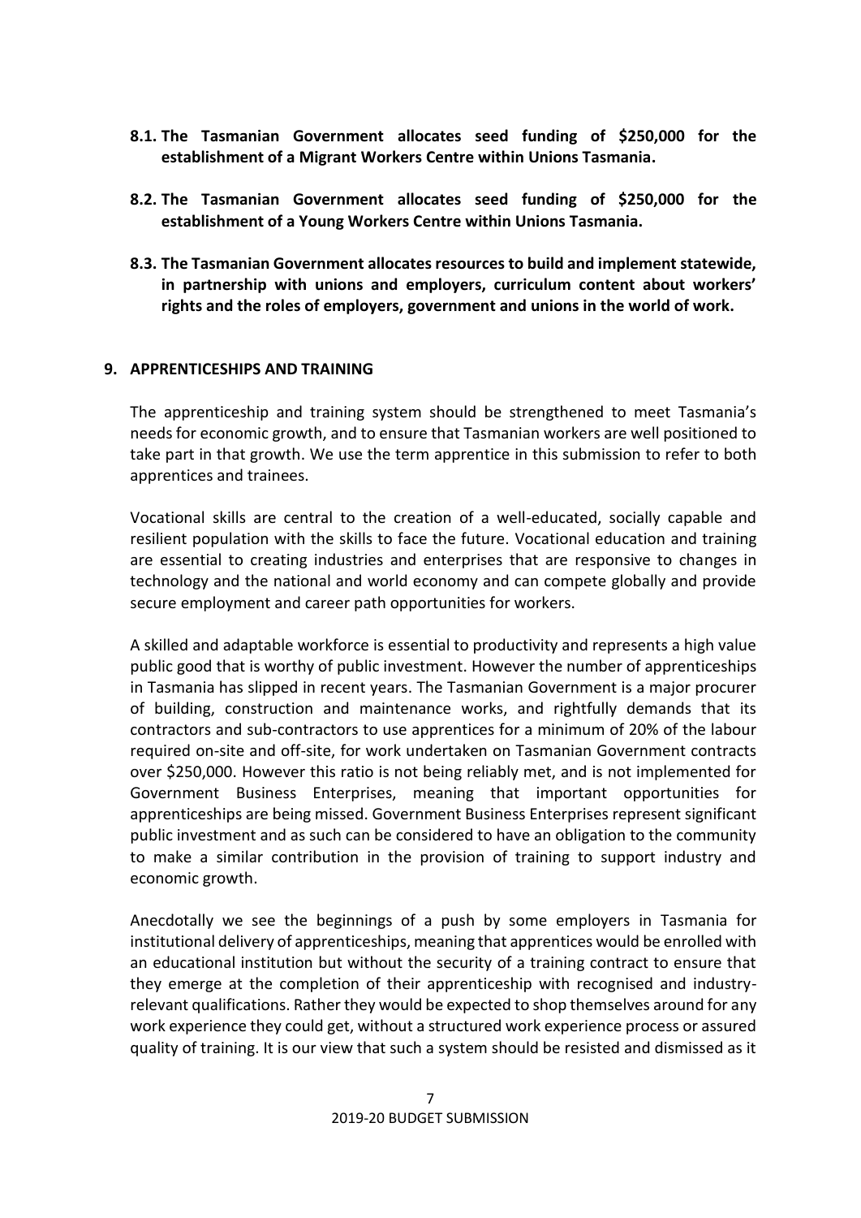**8.1. The Tasmanian Government allocates seed funding of $250,000 for the establishment of a Migrant Workers Centre within Unions Tasmania.**

**8.2. The Tasmanian Government allocates seed funding of $250,000 for the establishment of a Young Workers Centre within Unions Tasmania.**

**8.3. The Tasmanian Government allocates resources to build and implement statewide, in partnership with unions and employers, curriculum content about workers' rights and the roles of employers, government and unions in the world of work.**

## 9. APPRENTICESHIPS AND TRAINING

The apprenticeship and training system should be strengthened to meet Tasmania's needs for economic growth, and to ensure that Tasmanian workers are well positioned to take part in that growth. We use the term apprentice in this submission to refer to both apprentices and trainees.

Vocational skills are central to the creation of a well-educated, socially capable and resilient population with the skills to face the future. Vocational education and training are essential to creating industries and enterprises that are responsive to changes in technology and the national and world economy and can compete globally and provide secure employment and career path opportunities for workers.

A skilled and adaptable workforce is essential to productivity and represents a high value public good that is worthy of public investment. However the number of apprenticeships in Tasmania has slipped in recent years. The Tasmanian Government is a major procurer of building, construction and maintenance works, and rightfully demands that its contractors and sub-contractors to use apprentices for a minimum of 20% of the labour required on-site and off-site, for work undertaken on Tasmanian Government contracts over $250,000. However this ratio is not being reliably met, and is not implemented for Government Business Enterprises, meaning that important opportunities for apprenticeships are being missed. Government Business Enterprises represent significant public investment and as such can be considered to have an obligation to the community to make a similar contribution in the provision of training to support industry and economic growth.

Anecdotally we see the beginnings of a push by some employers in Tasmania for institutional delivery of apprenticeships, meaning that apprentices would be enrolled with an educational institution but without the security of a training contract to ensure that they emerge at the completion of their apprenticeship with recognised and industry-relevant qualifications. Rather they would be expected to shop themselves around for any work experience they could get, without a structured work experience process or assured quality of training. It is our view that such a system should be resisted and dismissed as it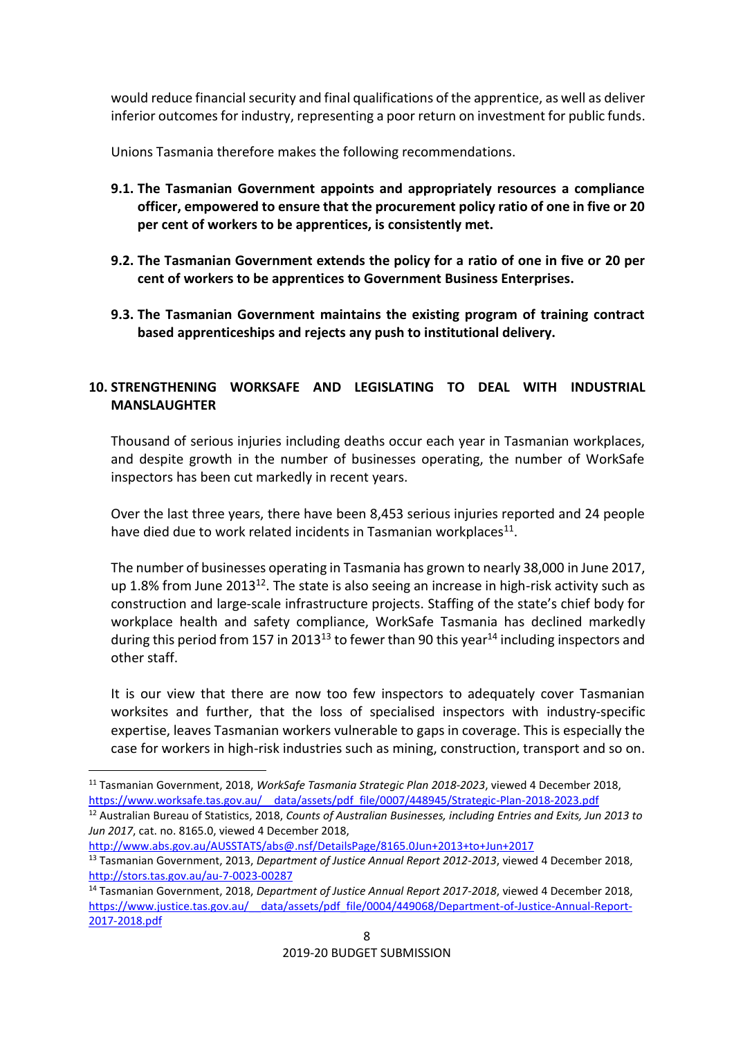would reduce financial security and final qualifications of the apprentice, as well as deliver inferior outcomes for industry, representing a poor return on investment for public funds.

Unions Tasmania therefore makes the following recommendations.

**9.1. The Tasmanian Government appoints and appropriately resources a compliance officer, empowered to ensure that the procurement policy ratio of one in five or 20 per cent of workers to be apprentices, is consistently met.**

**9.2. The Tasmanian Government extends the policy for a ratio of one in five or 20 per cent of workers to be apprentices to Government Business Enterprises.**

**9.3. The Tasmanian Government maintains the existing program of training contract based apprenticeships and rejects any push to institutional delivery.**

## 10. STRENGTHENING WORKSAFE AND LEGISLATING TO DEAL WITH INDUSTRIAL MANSLAUGHTER

Thousand of serious injuries including deaths occur each year in Tasmanian workplaces, and despite growth in the number of businesses operating, the number of WorkSafe inspectors has been cut markedly in recent years.

Over the last three years, there have been 8,453 serious injuries reported and 24 people have died due to work related incidents in Tasmanian workplaces[11].

The number of businesses operating in Tasmania has grown to nearly 38,000 in June 2017, up 1.8% from June 2013[12]. The state is also seeing an increase in high-risk activity such as construction and large-scale infrastructure projects. Staffing of the state's chief body for workplace health and safety compliance, WorkSafe Tasmania has declined markedly during this period from 157 in 2013[13] to fewer than 90 this year[14] including inspectors and other staff.

It is our view that there are now too few inspectors to adequately cover Tasmanian worksites and further, that the loss of specialised inspectors with industry-specific expertise, leaves Tasmanian workers vulnerable to gaps in coverage. This is especially the case for workers in high-risk industries such as mining, construction, transport and so on.

---

[11] Tasmanian Government, 2018, *WorkSafe Tasmania Strategic Plan 2018-2023*, viewed 4 December 2018, https://www.worksafe.tas.gov.au/__data/assets/pdf_file/0007/448945/Strategic-Plan-2018-2023.pdf

[12] Australian Bureau of Statistics, 2018, *Counts of Australian Businesses, including Entries and Exits, Jun 2013 to Jun 2017*, cat. no. 8165.0, viewed 4 December 2018, http://www.abs.gov.au/AUSSTATS/abs@.nsf/DetailsPage/8165.0Jun+2013+to+Jun+2017

[13] Tasmanian Government, 2013, *Department of Justice Annual Report 2012-2013*, viewed 4 December 2018, http://stors.tas.gov.au/au-7-0023-00287

[14] Tasmanian Government, 2018, *Department of Justice Annual Report 2017-2018*, viewed 4 December 2018, https://www.justice.tas.gov.au/__data/assets/pdf_file/0004/449068/Department-of-Justice-Annual-Report-2017-2018.pdf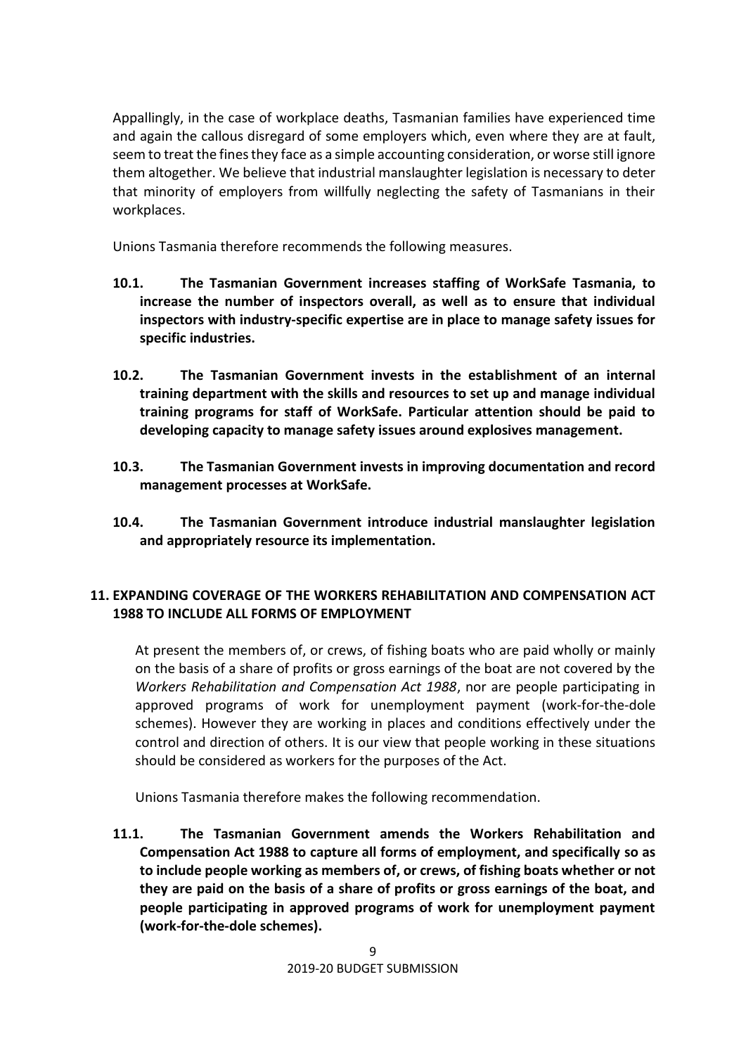Appallingly, in the case of workplace deaths, Tasmanian families have experienced time and again the callous disregard of some employers which, even where they are at fault, seem to treat the fines they face as a simple accounting consideration, or worse still ignore them altogether. We believe that industrial manslaughter legislation is necessary to deter that minority of employers from willfully neglecting the safety of Tasmanians in their workplaces.

Unions Tasmania therefore recommends the following measures.

**10.1. The Tasmanian Government increases staffing of WorkSafe Tasmania, to increase the number of inspectors overall, as well as to ensure that individual inspectors with industry-specific expertise are in place to manage safety issues for specific industries.**

**10.2. The Tasmanian Government invests in the establishment of an internal training department with the skills and resources to set up and manage individual training programs for staff of WorkSafe. Particular attention should be paid to developing capacity to manage safety issues around explosives management.**

**10.3. The Tasmanian Government invests in improving documentation and record management processes at WorkSafe.**

**10.4. The Tasmanian Government introduce industrial manslaughter legislation and appropriately resource its implementation.**

## 11. EXPANDING COVERAGE OF THE WORKERS REHABILITATION AND COMPENSATION ACT 1988 TO INCLUDE ALL FORMS OF EMPLOYMENT

At present the members of, or crews, of fishing boats who are paid wholly or mainly on the basis of a share of profits or gross earnings of the boat are not covered by the *Workers Rehabilitation and Compensation Act 1988*, nor are people participating in approved programs of work for unemployment payment (work-for-the-dole schemes). However they are working in places and conditions effectively under the control and direction of others. It is our view that people working in these situations should be considered as workers for the purposes of the Act.

Unions Tasmania therefore makes the following recommendation.

**11.1. The Tasmanian Government amends the Workers Rehabilitation and Compensation Act 1988 to capture all forms of employment, and specifically so as to include people working as members of, or crews, of fishing boats whether or not they are paid on the basis of a share of profits or gross earnings of the boat, and people participating in approved programs of work for unemployment payment (work-for-the-dole schemes).**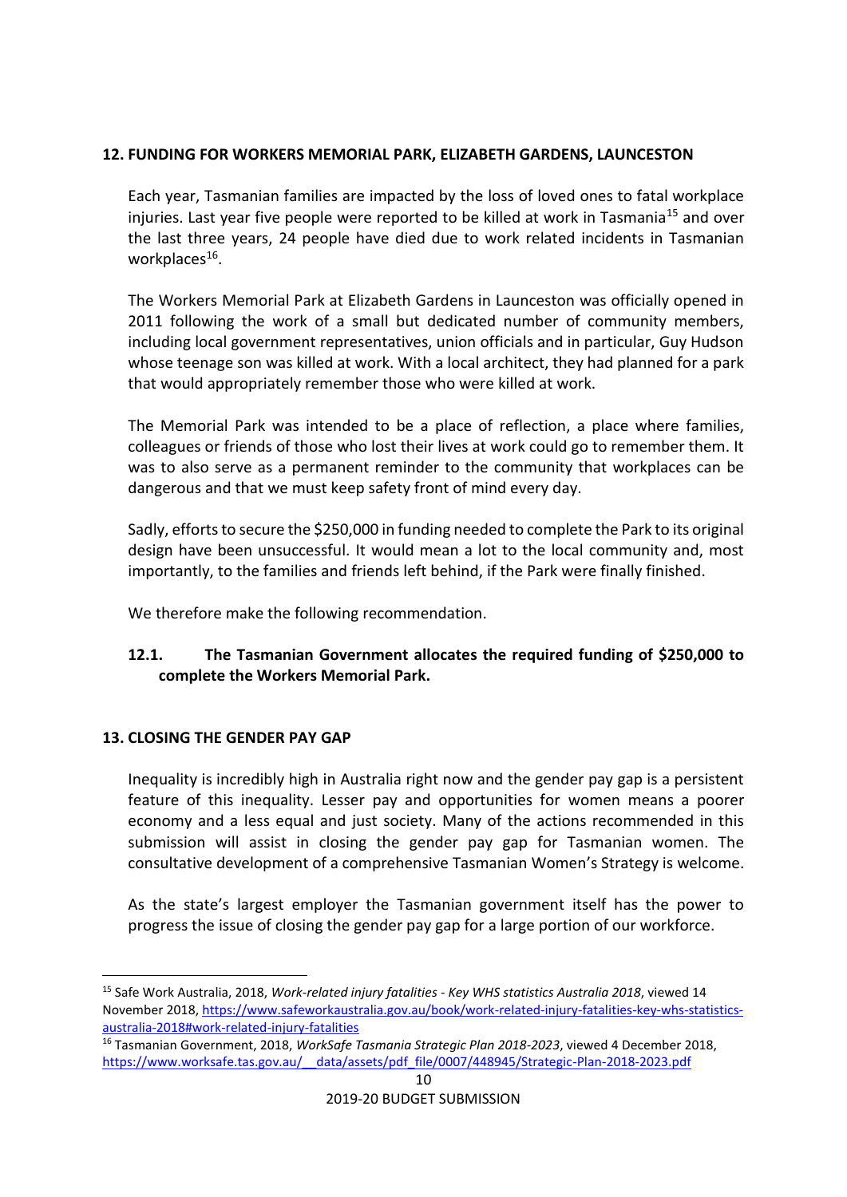## 12. FUNDING FOR WORKERS MEMORIAL PARK, ELIZABETH GARDENS, LAUNCESTON

Each year, Tasmanian families are impacted by the loss of loved ones to fatal workplace injuries. Last year five people were reported to be killed at work in Tasmania[15] and over the last three years, 24 people have died due to work related incidents in Tasmanian workplaces[16].

The Workers Memorial Park at Elizabeth Gardens in Launceston was officially opened in 2011 following the work of a small but dedicated number of community members, including local government representatives, union officials and in particular, Guy Hudson whose teenage son was killed at work. With a local architect, they had planned for a park that would appropriately remember those who were killed at work.

The Memorial Park was intended to be a place of reflection, a place where families, colleagues or friends of those who lost their lives at work could go to remember them. It was to also serve as a permanent reminder to the community that workplaces can be dangerous and that we must keep safety front of mind every day.

Sadly, efforts to secure the $250,000 in funding needed to complete the Park to its original design have been unsuccessful. It would mean a lot to the local community and, most importantly, to the families and friends left behind, if the Park were finally finished.

We therefore make the following recommendation.

**12.1. The Tasmanian Government allocates the required funding of $250,000 to complete the Workers Memorial Park.**

## 13. CLOSING THE GENDER PAY GAP

Inequality is incredibly high in Australia right now and the gender pay gap is a persistent feature of this inequality. Lesser pay and opportunities for women means a poorer economy and a less equal and just society. Many of the actions recommended in this submission will assist in closing the gender pay gap for Tasmanian women. The consultative development of a comprehensive Tasmanian Women's Strategy is welcome.

As the state's largest employer the Tasmanian government itself has the power to progress the issue of closing the gender pay gap for a large portion of our workforce.

---

[15] Safe Work Australia, 2018, *Work-related injury fatalities - Key WHS statistics Australia 2018*, viewed 14 November 2018, https://www.safeworkaustralia.gov.au/book/work-related-injury-fatalities-key-whs-statistics-australia-2018#work-related-injury-fatalities

[16] Tasmanian Government, 2018, *WorkSafe Tasmania Strategic Plan 2018-2023*, viewed 4 December 2018, https://www.worksafe.tas.gov.au/__data/assets/pdf_file/0007/448945/Strategic-Plan-2018-2023.pdf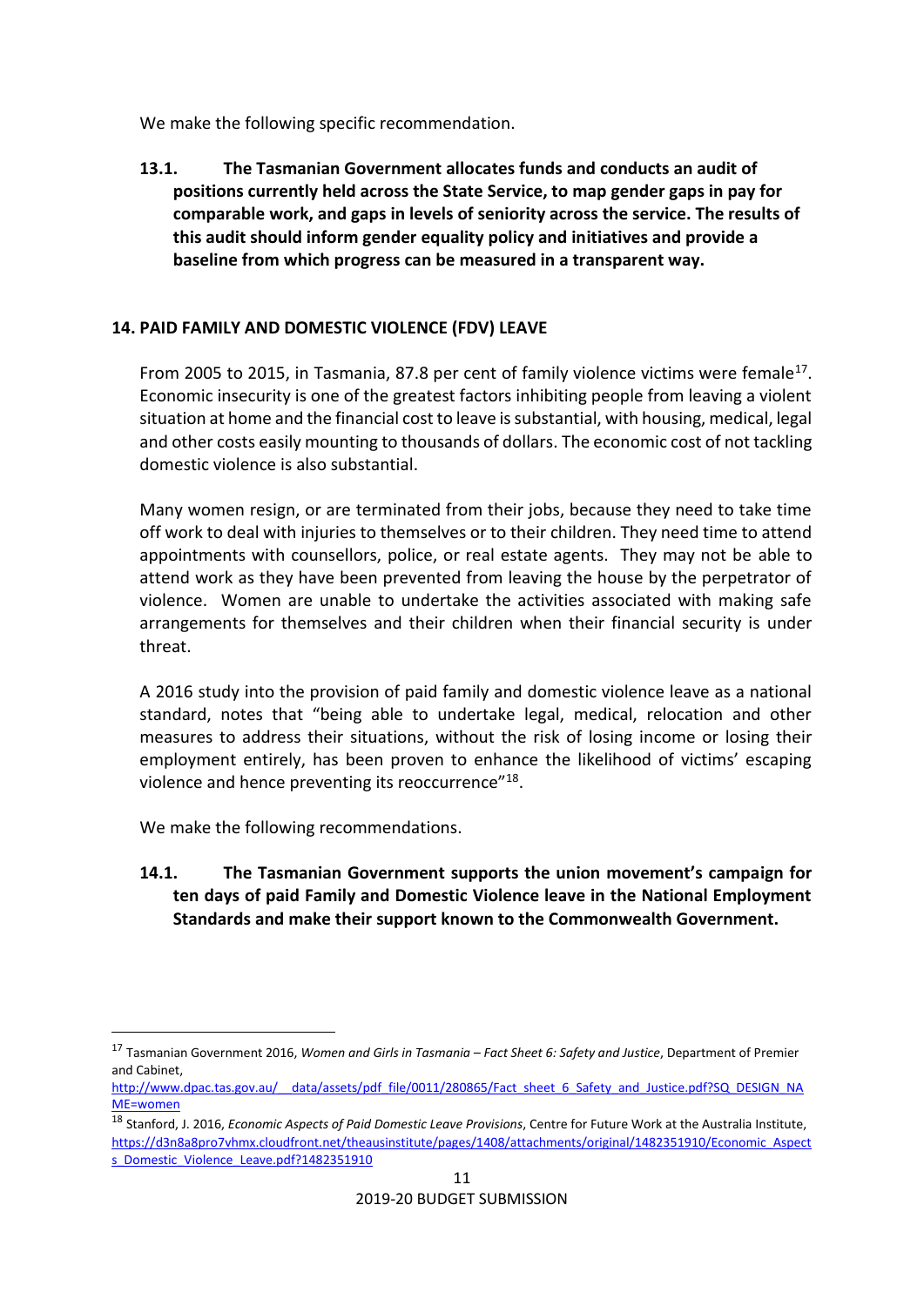We make the following specific recommendation.

**13.1. The Tasmanian Government allocates funds and conducts an audit of positions currently held across the State Service, to map gender gaps in pay for comparable work, and gaps in levels of seniority across the service. The results of this audit should inform gender equality policy and initiatives and provide a baseline from which progress can be measured in a transparent way.**

## 14. PAID FAMILY AND DOMESTIC VIOLENCE (FDV) LEAVE

From 2005 to 2015, in Tasmania, 87.8 per cent of family violence victims were female[17]. Economic insecurity is one of the greatest factors inhibiting people from leaving a violent situation at home and the financial cost to leave is substantial, with housing, medical, legal and other costs easily mounting to thousands of dollars. The economic cost of not tackling domestic violence is also substantial.

Many women resign, or are terminated from their jobs, because they need to take time off work to deal with injuries to themselves or to their children. They need time to attend appointments with counsellors, police, or real estate agents. They may not be able to attend work as they have been prevented from leaving the house by the perpetrator of violence. Women are unable to undertake the activities associated with making safe arrangements for themselves and their children when their financial security is under threat.

A 2016 study into the provision of paid family and domestic violence leave as a national standard, notes that "being able to undertake legal, medical, relocation and other measures to address their situations, without the risk of losing income or losing their employment entirely, has been proven to enhance the likelihood of victims' escaping violence and hence preventing its reoccurrence"[18].

We make the following recommendations.

**14.1. The Tasmanian Government supports the union movement's campaign for ten days of paid Family and Domestic Violence leave in the National Employment Standards and make their support known to the Commonwealth Government.**

---

[17] Tasmanian Government 2016, *Women and Girls in Tasmania – Fact Sheet 6: Safety and Justice*, Department of Premier and Cabinet, http://www.dpac.tas.gov.au/__data/assets/pdf_file/0011/280865/Fact_sheet_6_Safety_and_Justice.pdf?SQ_DESIGN_NAME=women

[18] Stanford, J. 2016, *Economic Aspects of Paid Domestic Leave Provisions*, Centre for Future Work at the Australia Institute, https://d3n8a8pro7vhmx.cloudfront.net/theausinstitute/pages/1408/attachments/original/1482351910/Economic_Aspects_Domestic_Violence_Leave.pdf?1482351910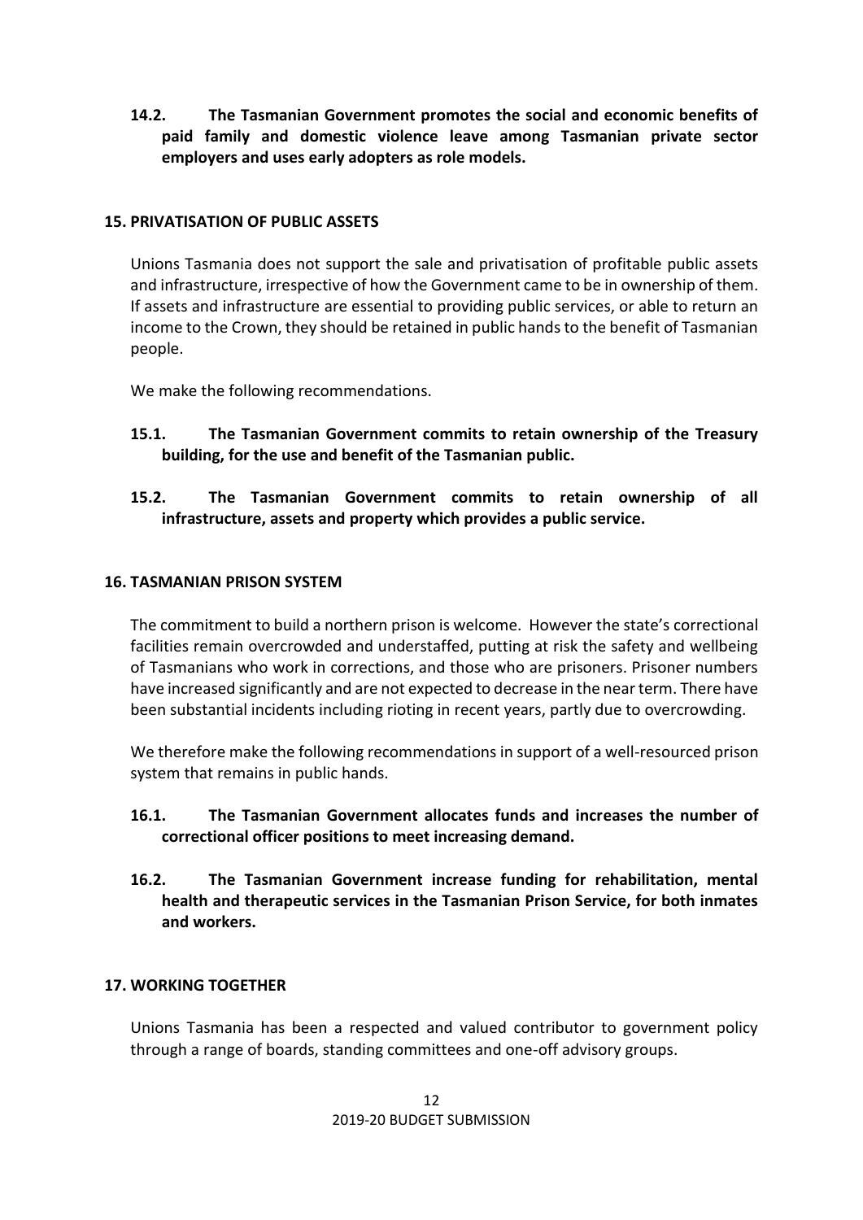**14.2. The Tasmanian Government promotes the social and economic benefits of paid family and domestic violence leave among Tasmanian private sector employers and uses early adopters as role models.**

## 15. PRIVATISATION OF PUBLIC ASSETS

Unions Tasmania does not support the sale and privatisation of profitable public assets and infrastructure, irrespective of how the Government came to be in ownership of them. If assets and infrastructure are essential to providing public services, or able to return an income to the Crown, they should be retained in public hands to the benefit of Tasmanian people.

We make the following recommendations.

**15.1. The Tasmanian Government commits to retain ownership of the Treasury building, for the use and benefit of the Tasmanian public.**

**15.2. The Tasmanian Government commits to retain ownership of all infrastructure, assets and property which provides a public service.**

## 16. TASMANIAN PRISON SYSTEM

The commitment to build a northern prison is welcome. However the state's correctional facilities remain overcrowded and understaffed, putting at risk the safety and wellbeing of Tasmanians who work in corrections, and those who are prisoners. Prisoner numbers have increased significantly and are not expected to decrease in the near term. There have been substantial incidents including rioting in recent years, partly due to overcrowding.

We therefore make the following recommendations in support of a well-resourced prison system that remains in public hands.

**16.1. The Tasmanian Government allocates funds and increases the number of correctional officer positions to meet increasing demand.**

**16.2. The Tasmanian Government increase funding for rehabilitation, mental health and therapeutic services in the Tasmanian Prison Service, for both inmates and workers.**

## 17. WORKING TOGETHER

Unions Tasmania has been a respected and valued contributor to government policy through a range of boards, standing committees and one-off advisory groups.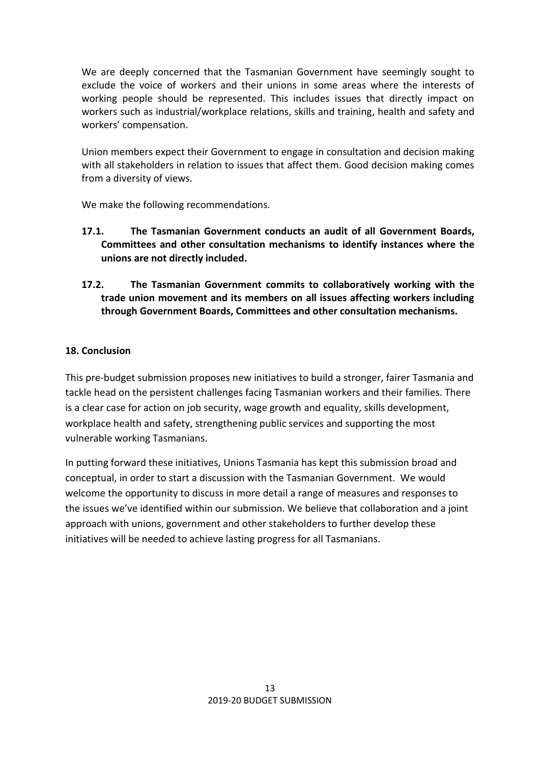We are deeply concerned that the Tasmanian Government have seemingly sought to exclude the voice of workers and their unions in some areas where the interests of working people should be represented. This includes issues that directly impact on workers such as industrial/workplace relations, skills and training, health and safety and workers' compensation.

Union members expect their Government to engage in consultation and decision making with all stakeholders in relation to issues that affect them. Good decision making comes from a diversity of views.

We make the following recommendations.

**17.1. The Tasmanian Government conducts an audit of all Government Boards, Committees and other consultation mechanisms to identify instances where the unions are not directly included.**

**17.2. The Tasmanian Government commits to collaboratively working with the trade union movement and its members on all issues affecting workers including through Government Boards, Committees and other consultation mechanisms.**

## 18. Conclusion

This pre-budget submission proposes new initiatives to build a stronger, fairer Tasmania and tackle head on the persistent challenges facing Tasmanian workers and their families. There is a clear case for action on job security, wage growth and equality, skills development, workplace health and safety, strengthening public services and supporting the most vulnerable working Tasmanians.

In putting forward these initiatives, Unions Tasmania has kept this submission broad and conceptual, in order to start a discussion with the Tasmanian Government. We would welcome the opportunity to discuss in more detail a range of measures and responses to the issues we've identified within our submission. We believe that collaboration and a joint approach with unions, government and other stakeholders to further develop these initiatives will be needed to achieve lasting progress for all Tasmanians.